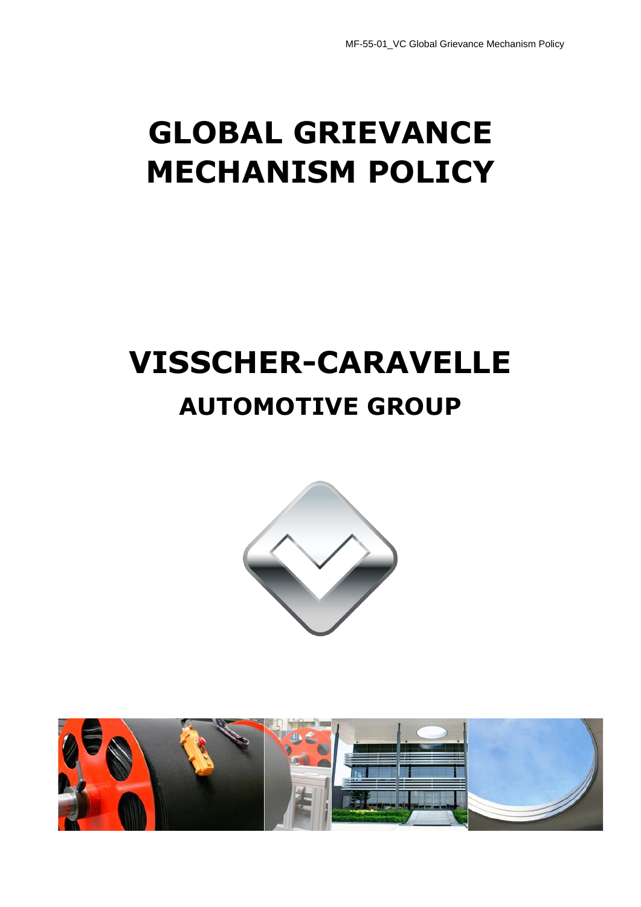# GLOBAL GRIEVANCE MECHANISM POLICY

# VISSCHER-CARAVELLE

## AUTOMOTIVE GROUP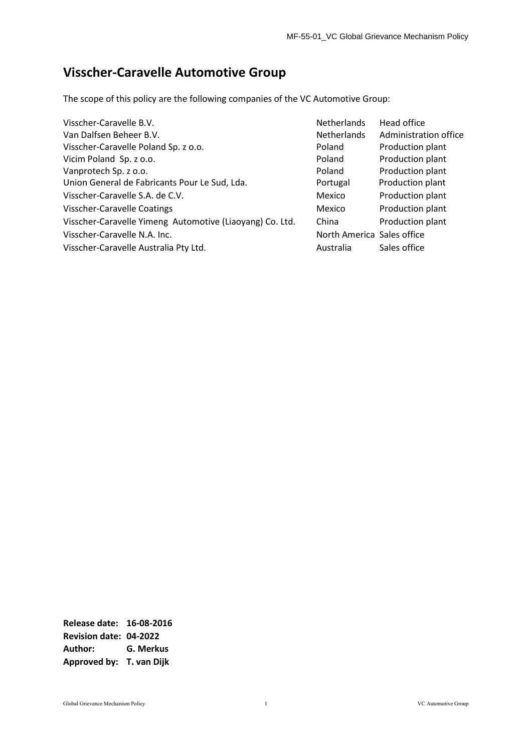# Visscher-Caravelle Automotive Group

The scope of this policy are the following companies of the VC Automotive Group:

| | | |
|---|---|---|
| Visscher-Caravelle B.V. | Netherlands | Head office |
| Van Dalfsen Beheer B.V. | Netherlands | Administration office |
| Visscher-Caravelle Poland Sp. z o.o. | Poland | Production plant |
| Vicim Poland Sp. z o.o. | Poland | Production plant |
| Vanprotech Sp. z o.o. | Poland | Production plant |
| Union General de Fabricants Pour Le Sud, Lda. | Portugal | Production plant |
| Visscher-Caravelle S.A. de C.V. | Mexico | Production plant |
| Visscher-Caravelle Coatings | Mexico | Production plant |
| Visscher-Caravelle Yimeng Automotive (Liaoyang) Co. Ltd. | China | Production plant |
| Visscher-Caravelle N.A. Inc. | North America | Sales office |
| Visscher-Caravelle Australia Pty Ltd. | Australia | Sales office |

**Release date: 16-08-2016**
**Revision date: 04-2022**
**Author: G. Merkus**
**Approved by: T. van Dijk**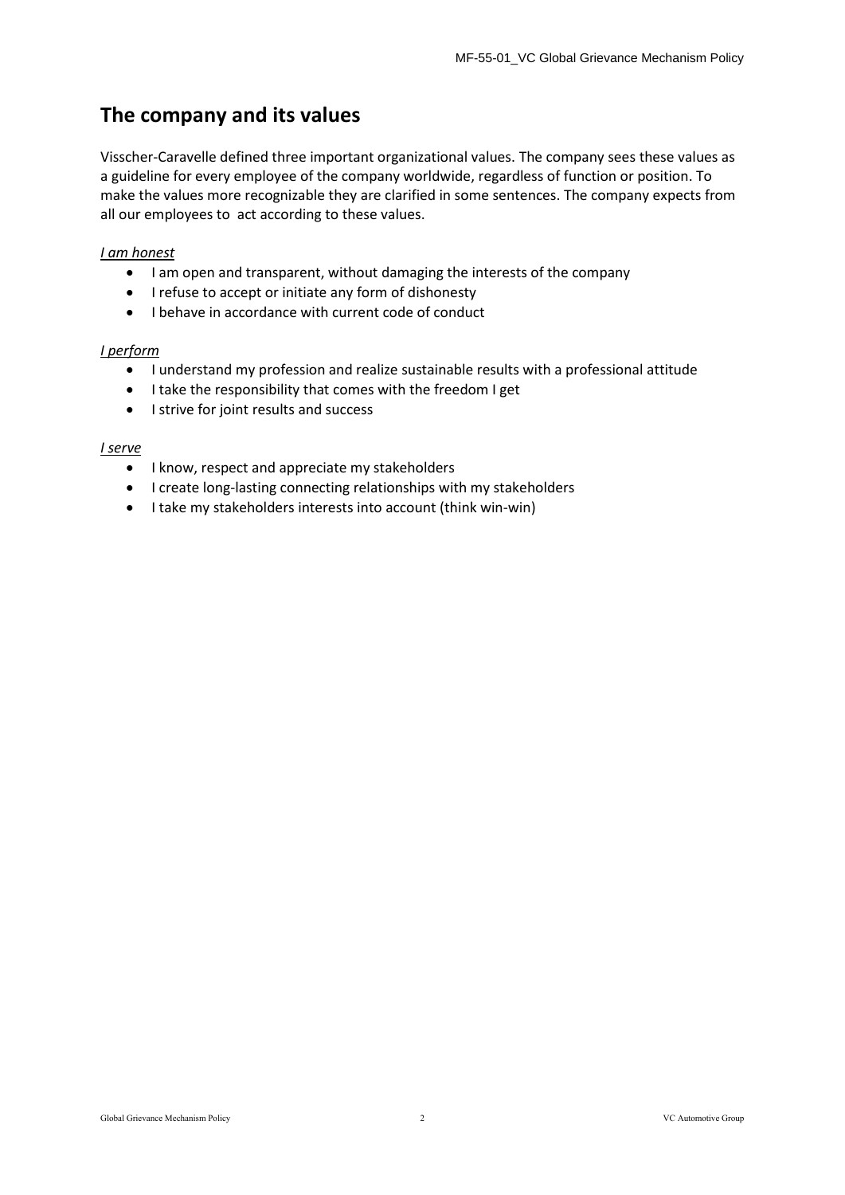## The company and its values

Visscher-Caravelle defined three important organizational values. The company sees these values as a guideline for every employee of the company worldwide, regardless of function or position. To make the values more recognizable they are clarified in some sentences. The company expects from all our employees to  act according to these values.

*I am honest*

- I am open and transparent, without damaging the interests of the company
- I refuse to accept or initiate any form of dishonesty
- I behave in accordance with current code of conduct

*I perform*

- I understand my profession and realize sustainable results with a professional attitude
- I take the responsibility that comes with the freedom I get
- I strive for joint results and success

*I serve*

- I know, respect and appreciate my stakeholders
- I create long-lasting connecting relationships with my stakeholders
- I take my stakeholders interests into account (think win-win)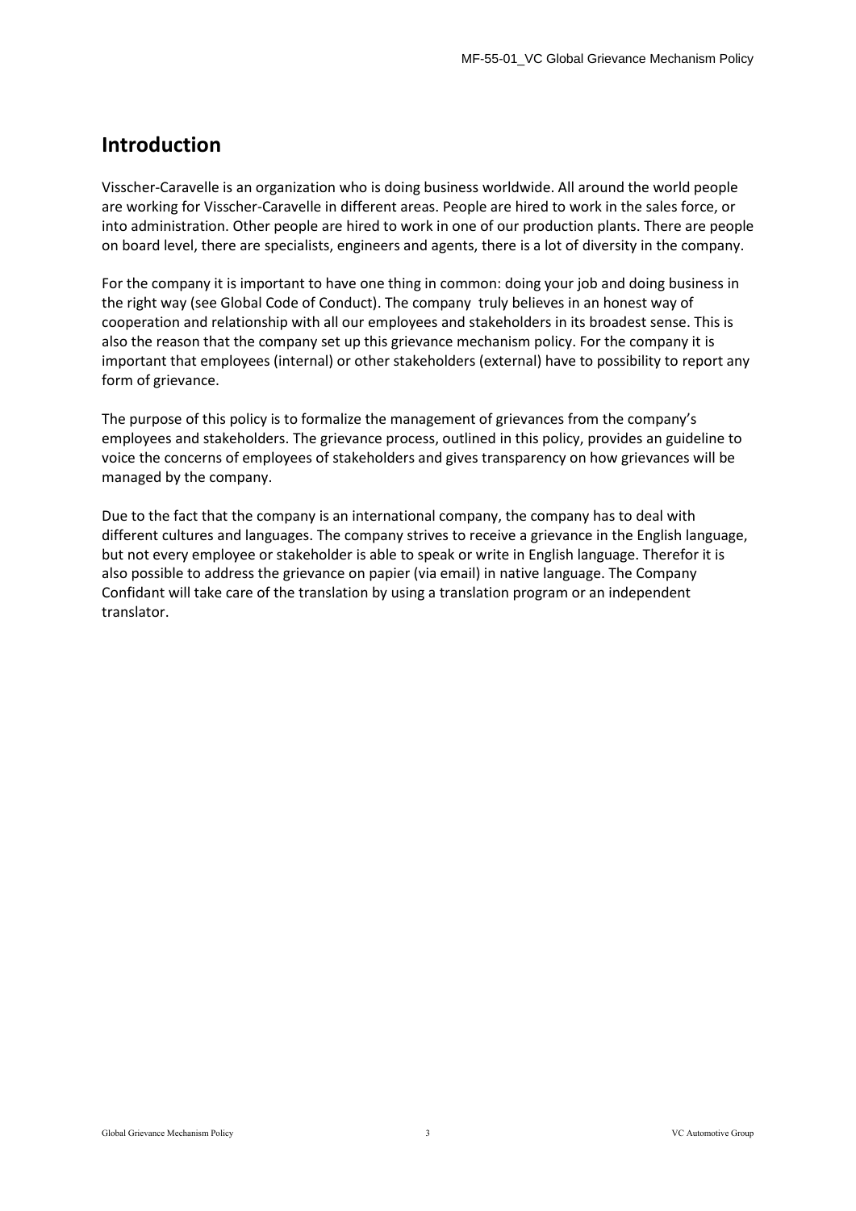# Introduction

Visscher-Caravelle is an organization who is doing business worldwide. All around the world people are working for Visscher-Caravelle in different areas. People are hired to work in the sales force, or into administration. Other people are hired to work in one of our production plants. There are people on board level, there are specialists, engineers and agents, there is a lot of diversity in the company.

For the company it is important to have one thing in common: doing your job and doing business in the right way (see Global Code of Conduct). The company truly believes in an honest way of cooperation and relationship with all our employees and stakeholders in its broadest sense. This is also the reason that the company set up this grievance mechanism policy. For the company it is important that employees (internal) or other stakeholders (external) have to possibility to report any form of grievance.

The purpose of this policy is to formalize the management of grievances from the company's employees and stakeholders. The grievance process, outlined in this policy, provides an guideline to voice the concerns of employees of stakeholders and gives transparency on how grievances will be managed by the company.

Due to the fact that the company is an international company, the company has to deal with different cultures and languages. The company strives to receive a grievance in the English language, but not every employee or stakeholder is able to speak or write in English language. Therefor it is also possible to address the grievance on papier (via email) in native language. The Company Confidant will take care of the translation by using a translation program or an independent translator.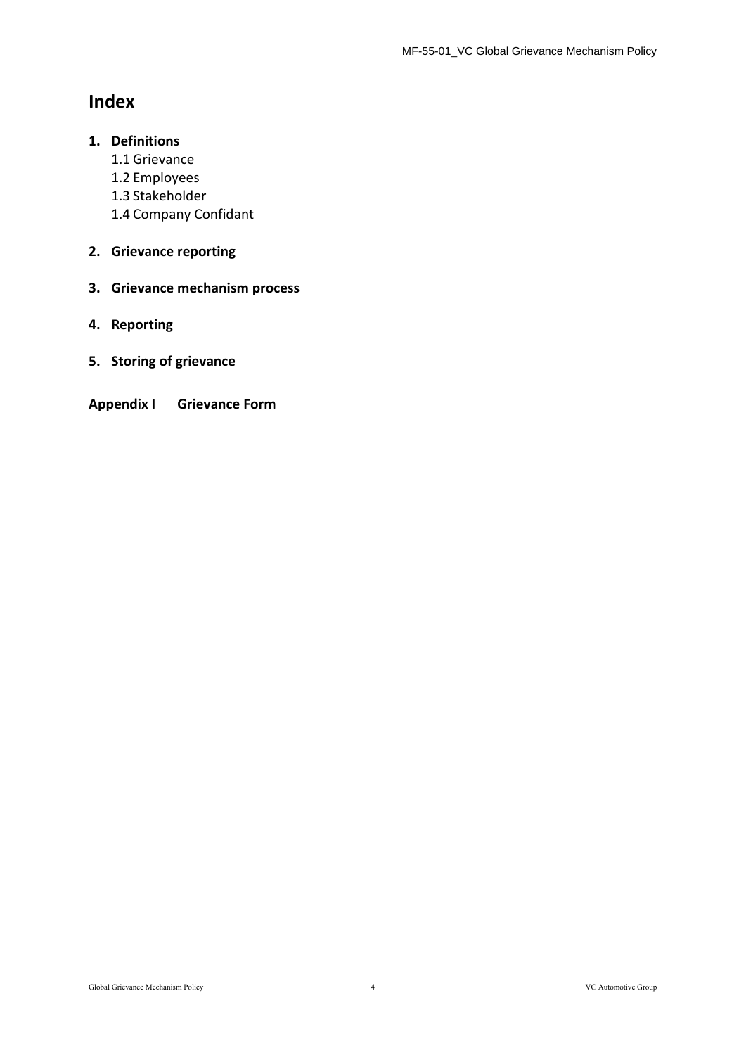# Index

1. **Definitions**
   1.1 Grievance
   1.2 Employees
   1.3 Stakeholder
   1.4 Company Confidant

2. **Grievance reporting**

3. **Grievance mechanism process**

4. **Reporting**

5. **Storing of grievance**

**Appendix I Grievance Form**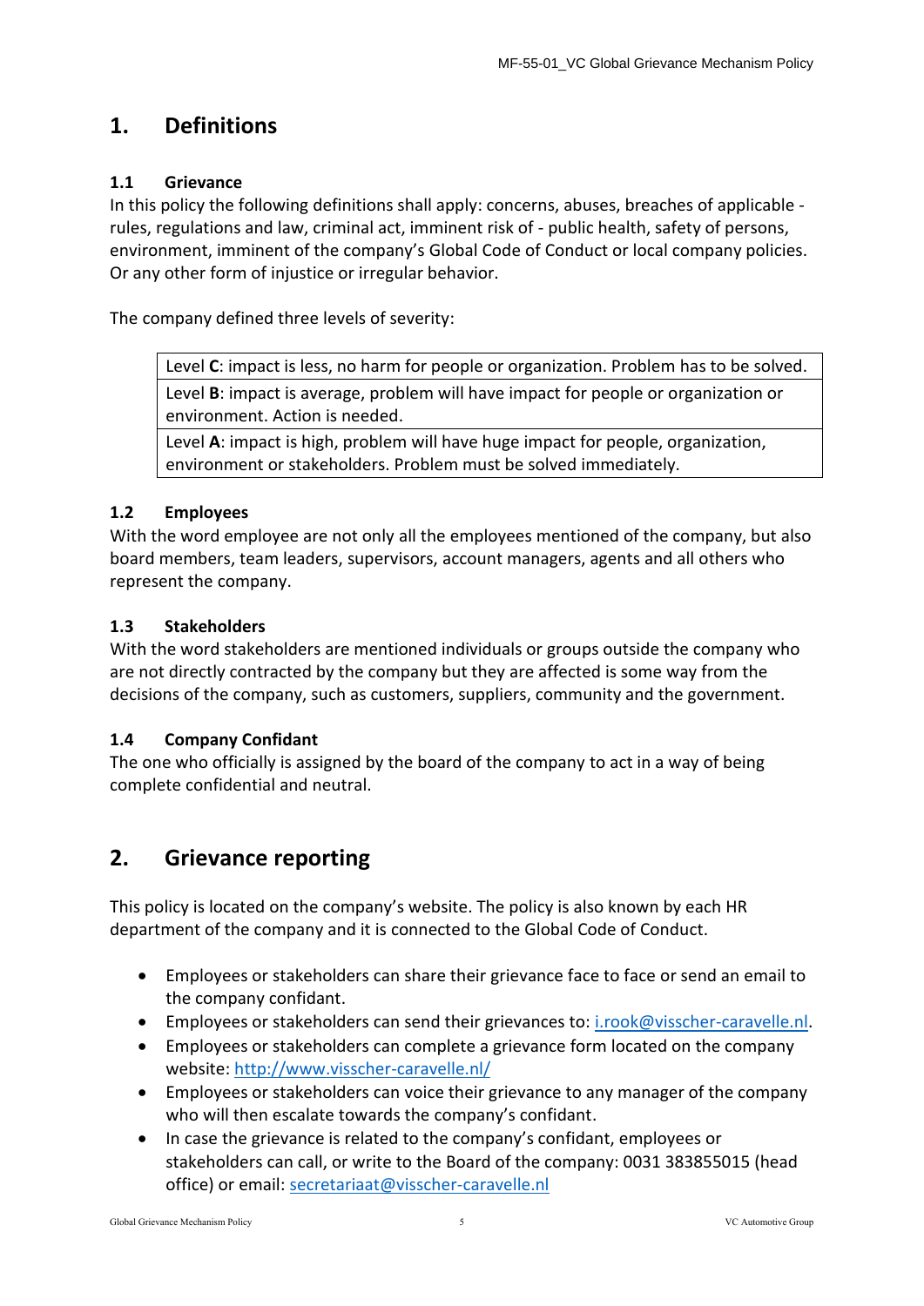# 1. Definitions

### 1.1 Grievance

In this policy the following definitions shall apply: concerns, abuses, breaches of applicable - rules, regulations and law, criminal act, imminent risk of - public health, safety of persons, environment, imminent of the company's Global Code of Conduct or local company policies. Or any other form of injustice or irregular behavior.

The company defined three levels of severity:

| Level **C**: impact is less, no harm for people or organization. Problem has to be solved. |
|---|
| Level **B**: impact is average, problem will have impact for people or organization or environment. Action is needed. |
| Level **A**: impact is high, problem will have huge impact for people, organization, environment or stakeholders. Problem must be solved immediately. |

### 1.2 Employees

With the word employee are not only all the employees mentioned of the company, but also board members, team leaders, supervisors, account managers, agents and all others who represent the company.

### 1.3 Stakeholders

With the word stakeholders are mentioned individuals or groups outside the company who are not directly contracted by the company but they are affected is some way from the decisions of the company, such as customers, suppliers, community and the government.

### 1.4 Company Confidant

The one who officially is assigned by the board of the company to act in a way of being complete confidential and neutral.

# 2. Grievance reporting

This policy is located on the company's website. The policy is also known by each HR department of the company and it is connected to the Global Code of Conduct.

- Employees or stakeholders can share their grievance face to face or send an email to the company confidant.
- Employees or stakeholders can send their grievances to: i.rook@visscher-caravelle.nl.
- Employees or stakeholders can complete a grievance form located on the company website: http://www.visscher-caravelle.nl/
- Employees or stakeholders can voice their grievance to any manager of the company who will then escalate towards the company's confidant.
- In case the grievance is related to the company's confidant, employees or stakeholders can call, or write to the Board of the company: 0031 383855015 (head office) or email: secretariaat@visscher-caravelle.nl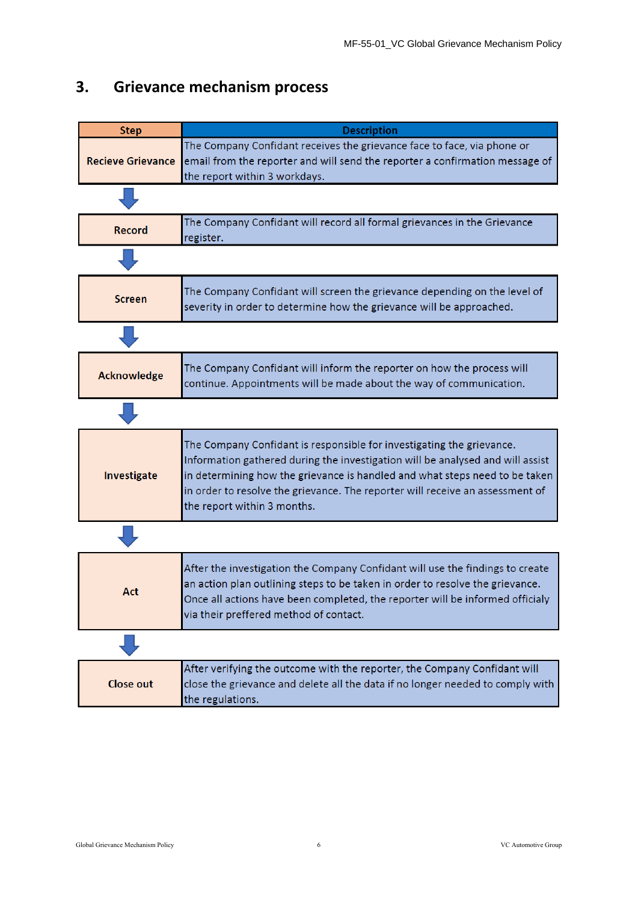## 3. Grievance mechanism process

| Step | Description |
|---|---|
| Recieve Grievance | The Company Confidant receives the grievance face to face, via phone or email from the reporter and will send the reporter a confirmation message of the report within 3 workdays. |
| Record | The Company Confidant will record all formal grievances in the Grievance register. |
| Screen | The Company Confidant will screen the grievance depending on the level of severity in order to determine how the grievance will be approached. |
| Acknowledge | The Company Confidant will inform the reporter on how the process will continue. Appointments will be made about the way of communication. |
| Investigate | The Company Confidant is responsible for investigating the grievance. Information gathered during the investigation will be analysed and will assist in determining how the grievance is handled and what steps need to be taken in order to resolve the grievance. The reporter will receive an assessment of the report within 3 months. |
| Act | After the investigation the Company Confidant will use the findings to create an action plan outlining steps to be taken in order to resolve the grievance. Once all actions have been completed, the reporter will be informed officialy via their preffered method of contact. |
| Close out | After verifying the outcome with the reporter, the Company Confidant will close the grievance and delete all the data if no longer needed to comply with the regulations. |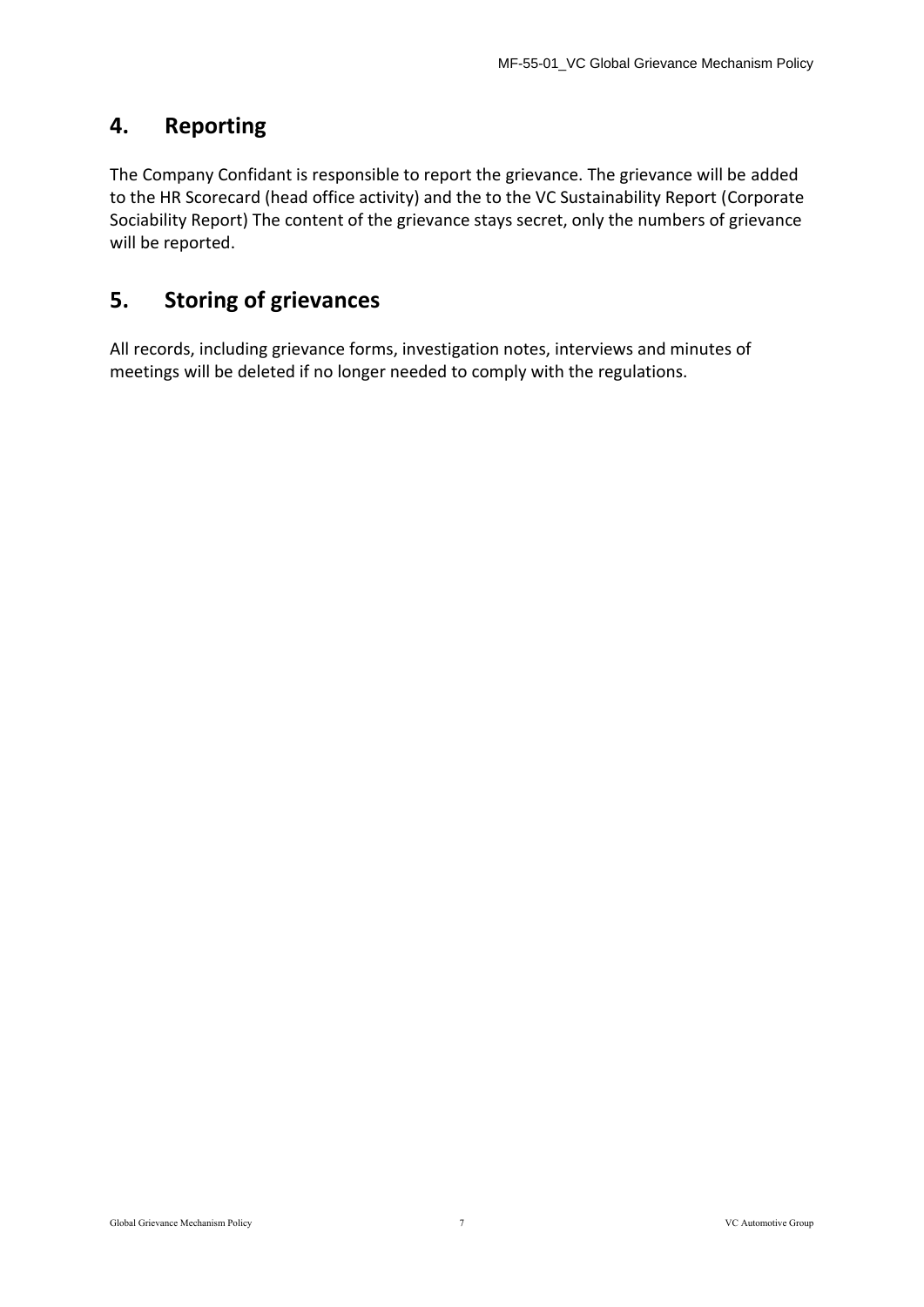## 4. Reporting

The Company Confidant is responsible to report the grievance. The grievance will be added to the HR Scorecard (head office activity) and the to the VC Sustainability Report (Corporate Sociability Report) The content of the grievance stays secret, only the numbers of grievance will be reported.

## 5. Storing of grievances

All records, including grievance forms, investigation notes, interviews and minutes of meetings will be deleted if no longer needed to comply with the regulations.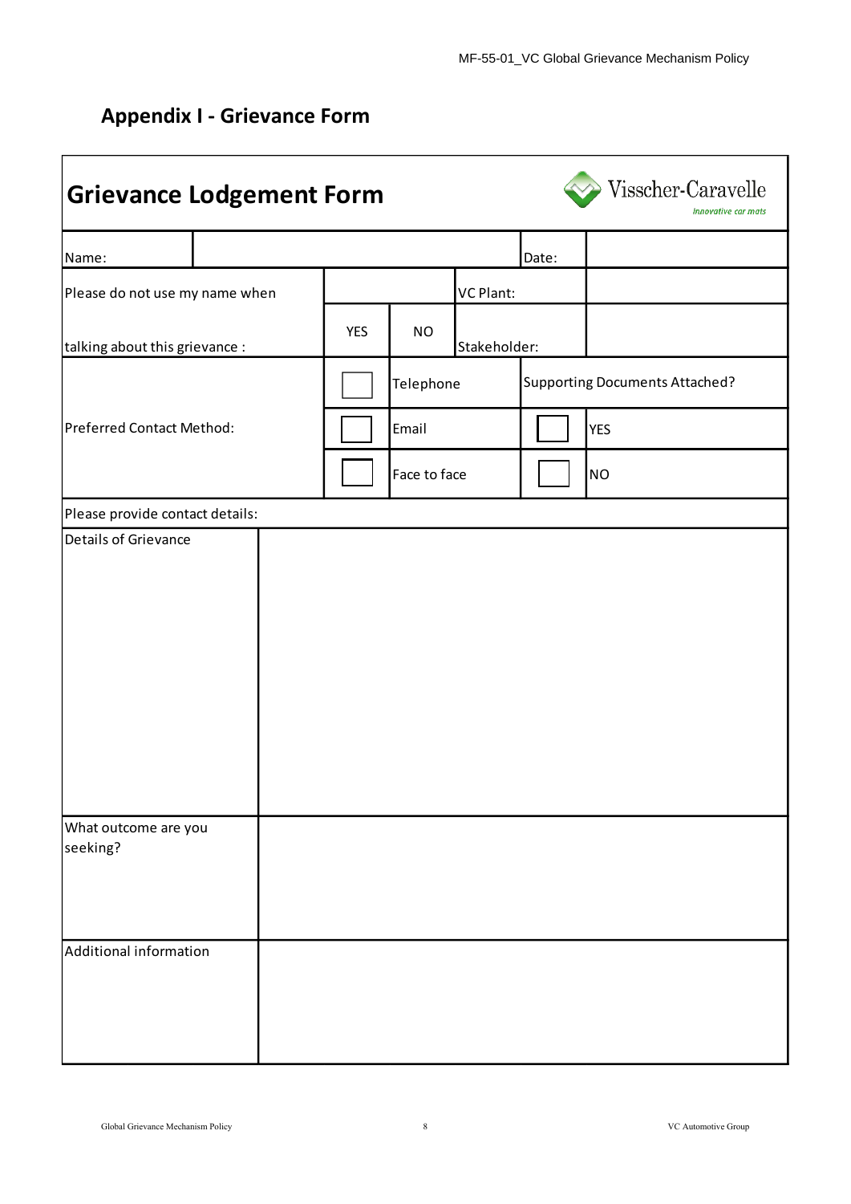## Appendix I - Grievance Form

| | | | | | |
|---|---|---|---|---|---|
| **Grievance Lodgement Form** | | | | | Visscher-Caravelle *Innovative car mats* |
| Name: | | | | Date: | |
| Please do not use my name when talking about this grievance : | | | | VC Plant: | |
| | YES | NO | | Stakeholder: | |
| Preferred Contact Method: | ☐ | Telephone | | Supporting Documents Attached? | |
| | ☐ | Email | | ☐ | YES |
| | ☐ | Face to face | | ☐ | NO |
| Please provide contact details: | | | | | |
| Details of Grievance | | | | | |
| What outcome are you seeking? | | | | | |
| Additional information | | | | | |